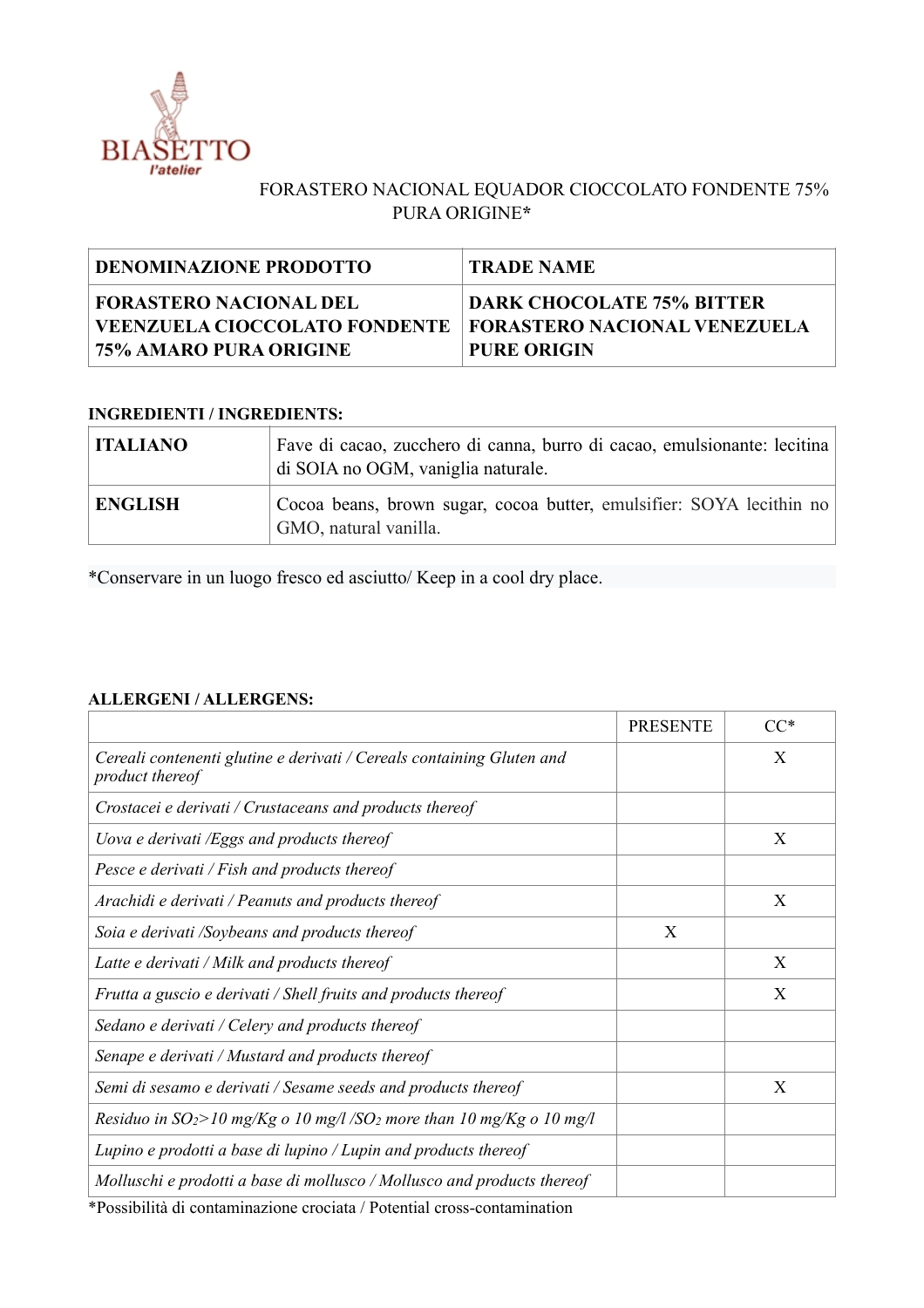BIASETTO
*l'atelier*

FORASTERO NACIONAL EQUADOR CIOCCOLATO FONDENTE 75% PURA ORIGINE*

| DENOMINAZIONE PRODOTTO | TRADE NAME |
|---|---|
| **FORASTERO NACIONAL DEL VEENZUELA CIOCCOLATO FONDENTE 75% AMARO PURA ORIGINE** | **DARK CHOCOLATE 75% BITTER FORASTERO NACIONAL VENEZUELA PURE ORIGIN** |

**INGREDIENTI / INGREDIENTS:**

| | |
|---|---|
| **ITALIANO** | Fave di cacao, zucchero di canna, burro di cacao, emulsionante: lecitina di SOIA no OGM, vaniglia naturale. |
| **ENGLISH** | Cocoa beans, brown sugar, cocoa butter, emulsifier: SOYA lecithin no GMO, natural vanilla. |

*Conservare in un luogo fresco ed asciutto/ Keep in a cool dry place.

**ALLERGENI / ALLERGENS:**

| | PRESENTE | CC* |
|---|---|---|
| *Cereali contenenti glutine e derivati / Cereals containing Gluten and product thereof* | | X |
| *Crostacei e derivati / Crustaceans and products thereof* | | |
| *Uova e derivati /Eggs and products thereof* | | X |
| *Pesce e derivati / Fish and products thereof* | | |
| *Arachidi e derivati / Peanuts and products thereof* | | X |
| *Soia e derivati /Soybeans and products thereof* | X | |
| *Latte e derivati / Milk and products thereof* | | X |
| *Frutta a guscio e derivati / Shell fruits and products thereof* | | X |
| *Sedano e derivati / Celery and products thereof* | | |
| *Senape e derivati / Mustard and products thereof* | | |
| *Semi di sesamo e derivati / Sesame seeds and products thereof* | | X |
| *Residuo in $SO_2$>10 mg/Kg o 10 mg/l /$SO_2$ more than 10 mg/Kg o 10 mg/l* | | |
| *Lupino e prodotti a base di lupino / Lupin and products thereof* | | |
| *Molluschi e prodotti a base di mollusco / Mollusco and products thereof* | | |

*Possibilità di contaminazione crociata / Potential cross-contamination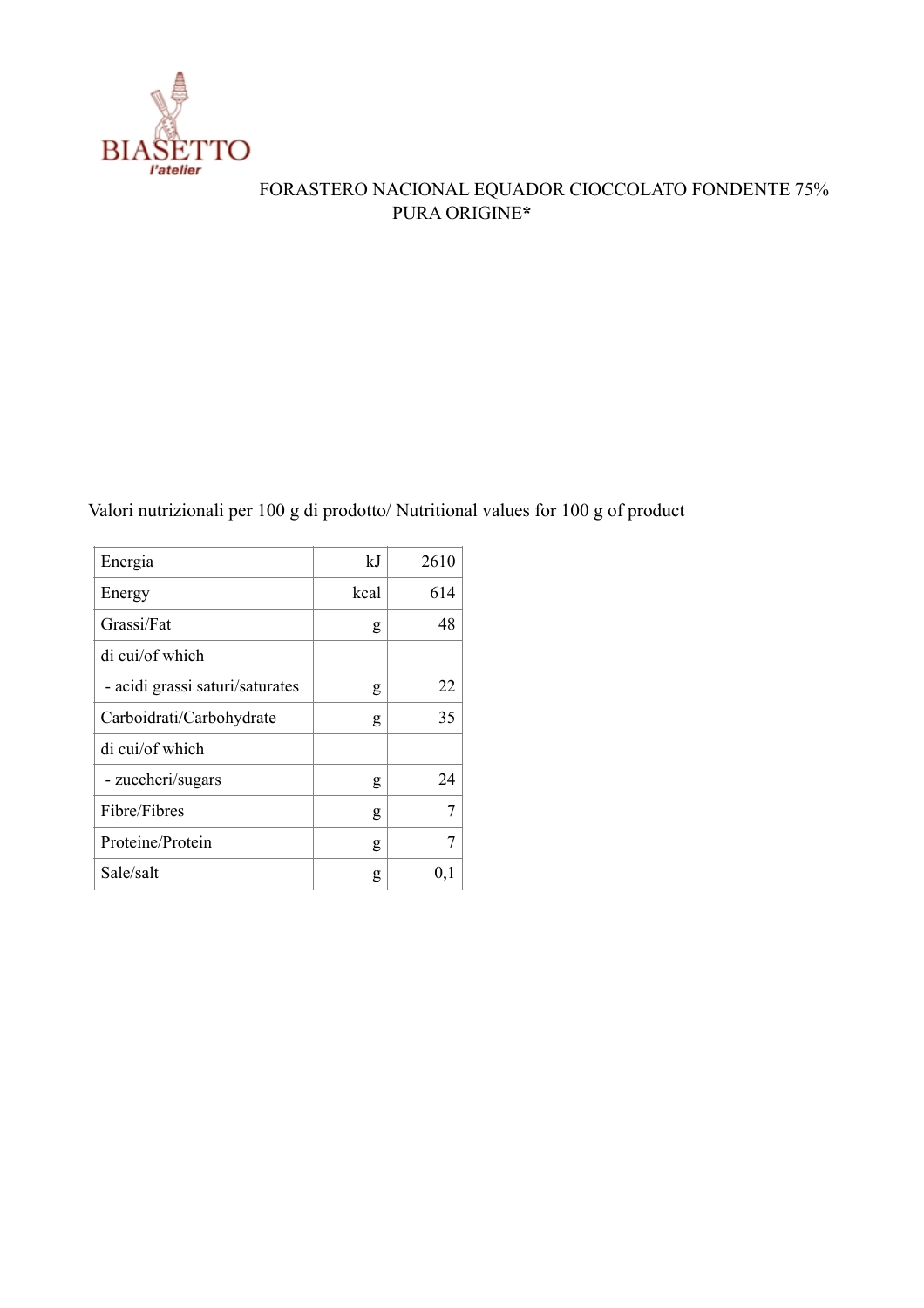BIASETTO
*l'atelier*

FORASTERO NACIONAL EQUADOR CIOCCOLATO FONDENTE 75% PURA ORIGINE*

Valori nutrizionali per 100 g di prodotto/ Nutritional values for 100 g of product

| | | |
|---|---|---|
| Energia | kJ | 2610 |
| Energy | kcal | 614 |
| Grassi/Fat | g | 48 |
| di cui/of which | | |
| - acidi grassi saturi/saturates | g | 22 |
| Carboidrati/Carbohydrate | g | 35 |
| di cui/of which | | |
| - zuccheri/sugars | g | 24 |
| Fibre/Fibres | g | 7 |
| Proteine/Protein | g | 7 |
| Sale/salt | g | 0,1 |